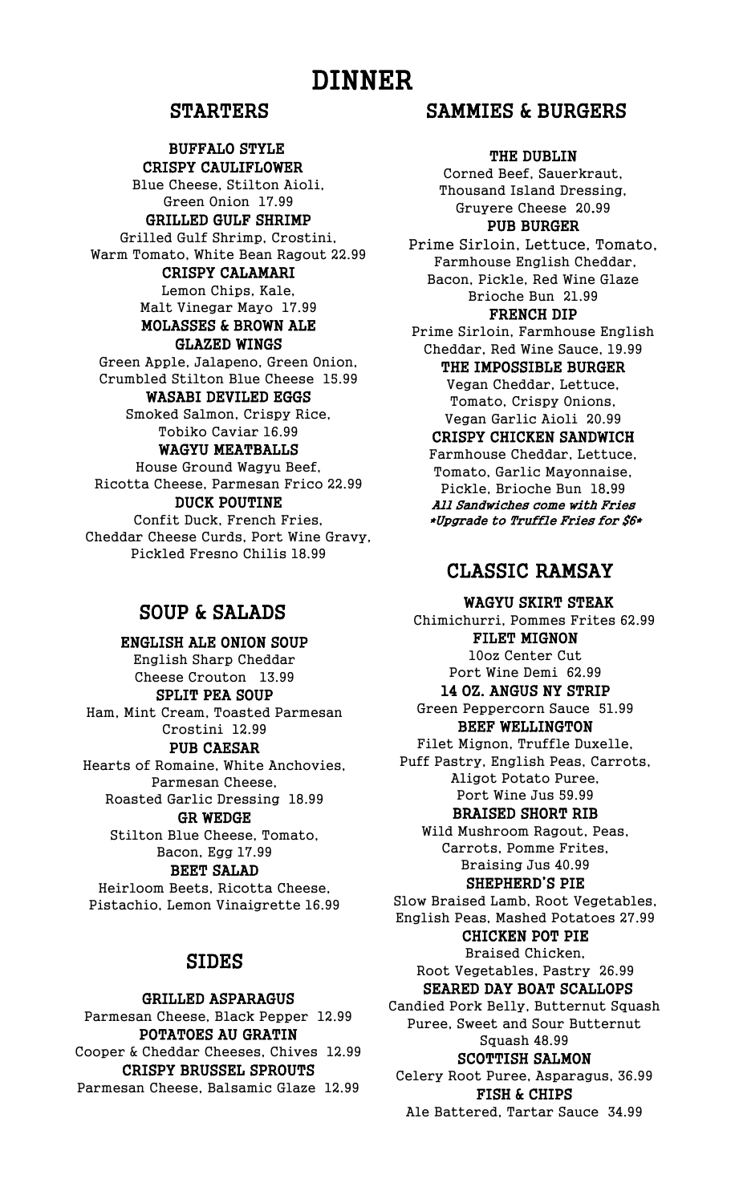# DINNER

## STARTERS

### BUFFALO STYLE CRISPY CAULIFLOWER
Blue Cheese, Stilton Aioli, Green Onion 17.99

### GRILLED GULF SHRIMP
Grilled Gulf Shrimp, Crostini, Warm Tomato, White Bean Ragout 22.99

### CRISPY CALAMARI
Lemon Chips, Kale, Malt Vinegar Mayo 17.99

### MOLASSES & BROWN ALE GLAZED WINGS
Green Apple, Jalapeno, Green Onion, Crumbled Stilton Blue Cheese 15.99

### WASABI DEVILED EGGS
Smoked Salmon, Crispy Rice, Tobiko Caviar 16.99

### WAGYU MEATBALLS
House Ground Wagyu Beef, Ricotta Cheese, Parmesan Frico 22.99

### DUCK POUTINE
Confit Duck, French Fries, Cheddar Cheese Curds, Port Wine Gravy, Pickled Fresno Chilis 18.99

## SOUP & SALADS

### ENGLISH ALE ONION SOUP
English Sharp Cheddar Cheese Crouton 13.99

### SPLIT PEA SOUP
Ham, Mint Cream, Toasted Parmesan Crostini 12.99

### PUB CAESAR
Hearts of Romaine, White Anchovies, Parmesan Cheese, Roasted Garlic Dressing 18.99

### GR WEDGE
Stilton Blue Cheese, Tomato, Bacon, Egg 17.99

### BEET SALAD
Heirloom Beets, Ricotta Cheese, Pistachio, Lemon Vinaigrette 16.99

## SIDES

### GRILLED ASPARAGUS
Parmesan Cheese, Black Pepper 12.99

### POTATOES AU GRATIN
Cooper & Cheddar Cheeses, Chives 12.99

### CRISPY BRUSSEL SPROUTS
Parmesan Cheese, Balsamic Glaze 12.99

## SAMMIES & BURGERS

### THE DUBLIN
Corned Beef, Sauerkraut, Thousand Island Dressing, Gruyere Cheese 20.99

### PUB BURGER
Prime Sirloin, Lettuce, Tomato, Farmhouse English Cheddar, Bacon, Pickle, Red Wine Glaze Brioche Bun 21.99

### FRENCH DIP
Prime Sirloin, Farmhouse English Cheddar, Red Wine Sauce, 19.99

### THE IMPOSSIBLE BURGER
Vegan Cheddar, Lettuce, Tomato, Crispy Onions, Vegan Garlic Aioli 20.99

### CRISPY CHICKEN SANDWICH
Farmhouse Cheddar, Lettuce, Tomato, Garlic Mayonnaise, Pickle, Brioche Bun 18.99

***All Sandwiches come with Fries***
***\*Upgrade to Truffle Fries for $6\****

## CLASSIC RAMSAY

### WAGYU SKIRT STEAK
Chimichurri, Pommes Frites 62.99

### FILET MIGNON
10oz Center Cut Port Wine Demi 62.99

### 14 OZ. ANGUS NY STRIP
Green Peppercorn Sauce 51.99

### BEEF WELLINGTON
Filet Mignon, Truffle Duxelle, Puff Pastry, English Peas, Carrots, Aligot Potato Puree, Port Wine Jus 59.99

### BRAISED SHORT RIB
Wild Mushroom Ragout, Peas, Carrots, Pomme Frites, Braising Jus 40.99

### SHEPHERD'S PIE
Slow Braised Lamb, Root Vegetables, English Peas, Mashed Potatoes 27.99

### CHICKEN POT PIE
Braised Chicken, Root Vegetables, Pastry 26.99

### SEARED DAY BOAT SCALLOPS
Candied Pork Belly, Butternut Squash Puree, Sweet and Sour Butternut Squash 48.99

### SCOTTISH SALMON
Celery Root Puree, Asparagus, 36.99

### FISH & CHIPS
Ale Battered, Tartar Sauce 34.99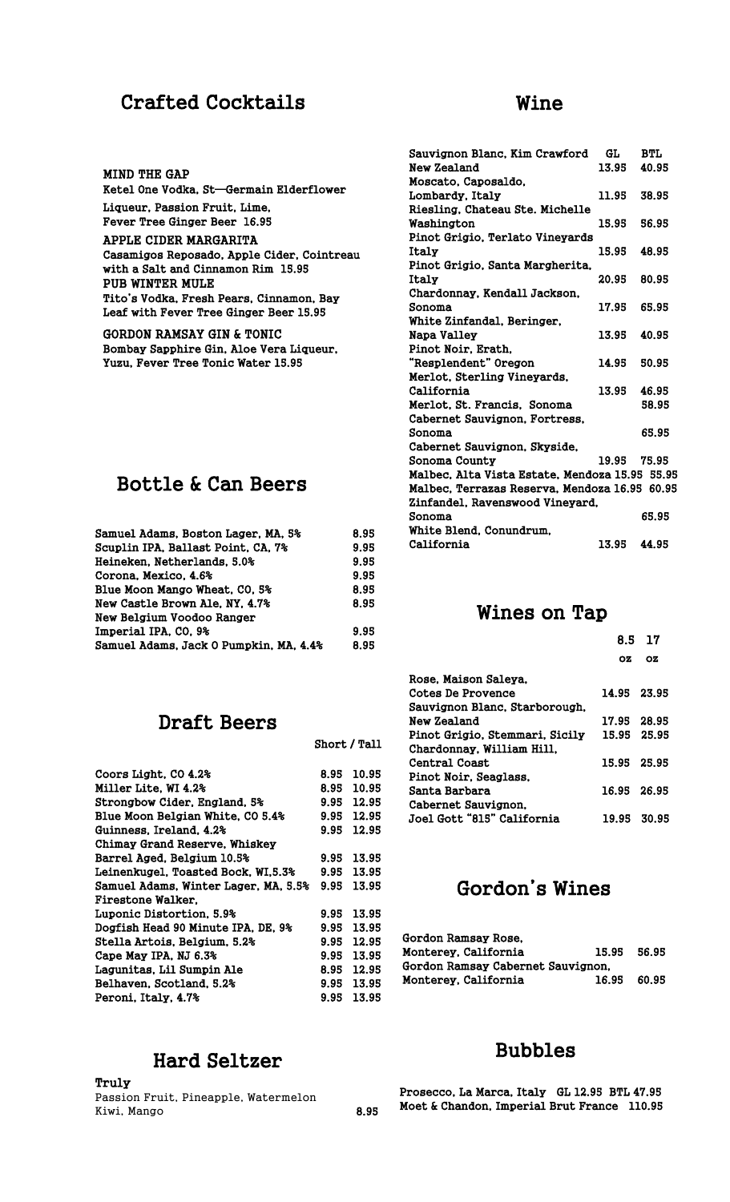## Crafted Cocktails

**MIND THE GAP**
Ketel One Vodka, St—Germain Elderflower Liqueur, Passion Fruit, Lime, Fever Tree Ginger Beer 16.95

**APPLE CIDER MARGARITA**
Casamigos Reposado, Apple Cider, Cointreau with a Salt and Cinnamon Rim 15.95

**PUB WINTER MULE**
Tito's Vodka, Fresh Pears, Cinnamon, Bay Leaf with Fever Tree Ginger Beer 15.95

**GORDON RAMSAY GIN & TONIC**
Bombay Sapphire Gin, Aloe Vera Liqueur, Yuzu, Fever Tree Tonic Water 15.95

## Bottle & Can Beers

| | |
|---|---|
| Samuel Adams, Boston Lager, MA, 5% | 8.95 |
| Scuplin IPA, Ballast Point, CA, 7% | 9.95 |
| Heineken, Netherlands, 5.0% | 9.95 |
| Corona, Mexico, 4.6% | 9.95 |
| Blue Moon Mango Wheat, CO, 5% | 8.95 |
| New Castle Brown Ale, NY, 4.7% | 8.95 |
| New Belgium Voodoo Ranger Imperial IPA, CO, 9% | 9.95 |
| Samuel Adams, Jack O Pumpkin, MA, 4.4% | 8.95 |

## Draft Beers

| | Short | Tall |
|---|---|---|
| Coors Light, CO 4.2% | 8.95 | 10.95 |
| Miller Lite, WI 4.2% | 8.95 | 10.95 |
| Strongbow Cider, England, 5% | 9.95 | 12.95 |
| Blue Moon Belgian White, CO 5.4% | 9.95 | 12.95 |
| Guinness, Ireland, 4.2% | 9.95 | 12.95 |
| Chimay Grand Reserve, Whiskey Barrel Aged, Belgium 10.5% | 9.95 | 13.95 |
| Leinenkugel, Toasted Bock, WI,5.3% | 9.95 | 13.95 |
| Samuel Adams, Winter Lager, MA, 5.5% | 9.95 | 13.95 |
| Firestone Walker, Luponic Distortion, 5.9% | 9.95 | 13.95 |
| Dogfish Head 90 Minute IPA, DE, 9% | 9.95 | 13.95 |
| Stella Artois, Belgium, 5.2% | 9.95 | 12.95 |
| Cape May IPA, NJ 6.3% | 9.95 | 13.95 |
| Lagunitas, Lil Sumpin Ale | 8.95 | 12.95 |
| Belhaven, Scotland, 5.2% | 9.95 | 13.95 |
| Peroni, Italy, 4.7% | 9.95 | 13.95 |

## Hard Seltzer

**Truly**
Passion Fruit, Pineapple, Watermelon Kiwi, Mango 8.95

## Wine

| | GL | BTL |
|---|---|---|
| Sauvignon Blanc, Kim Crawford New Zealand | 13.95 | 40.95 |
| Moscato, Caposaldo, Lombardy, Italy | 11.95 | 38.95 |
| Riesling, Chateau Ste. Michelle Washington | 15.95 | 56.95 |
| Pinot Grigio, Terlato Vineyards Italy | 15.95 | 48.95 |
| Pinot Grigio, Santa Margherita, Italy | 20.95 | 80.95 |
| Chardonnay, Kendall Jackson, Sonoma | 17.95 | 65.95 |
| White Zinfandal, Beringer, Napa Valley | 13.95 | 40.95 |
| Pinot Noir, Erath, "Resplendent" Oregon | 14.95 | 50.95 |
| Merlot, Sterling Vineyards, California | 13.95 | 46.95 |
| Merlot, St. Francis, Sonoma | | 58.95 |
| Cabernet Sauvignon, Fortress, Sonoma | | 65.95 |
| Cabernet Sauvignon, Skyside, Sonoma County | 19.95 | 75.95 |
| Malbec, Alta Vista Estate, Mendoza | 15.95 | 55.95 |
| Malbec, Terrazas Reserva, Mendoza | 16.95 | 60.95 |
| Zinfandel, Ravenswood Vineyard, Sonoma | | 65.95 |
| White Blend, Conundrum, California | 13.95 | 44.95 |

## Wines on Tap

| | 8.5 oz | 17 oz |
|---|---|---|
| Rose, Maison Saleya, Cotes De Provence | 14.95 | 23.95 |
| Sauvignon Blanc, Starborough, New Zealand | 17.95 | 28.95 |
| Pinot Grigio, Stemmari, Sicily | 15.95 | 25.95 |
| Chardonnay, William Hill, Central Coast | 15.95 | 25.95 |
| Pinot Noir, Seaglass, Santa Barbara | 16.95 | 26.95 |
| Cabernet Sauvignon, Joel Gott "815" California | 19.95 | 30.95 |

## Gordon's Wines

| | | |
|---|---|---|
| Gordon Ramsay Rose, Monterey, California | 15.95 | 56.95 |
| Gordon Ramsay Cabernet Sauvignon, Monterey, California | 16.95 | 60.95 |

## Bubbles

Prosecco, La Marca, Italy GL 12.95 BTL 47.95
Moet & Chandon, Imperial Brut France 110.95